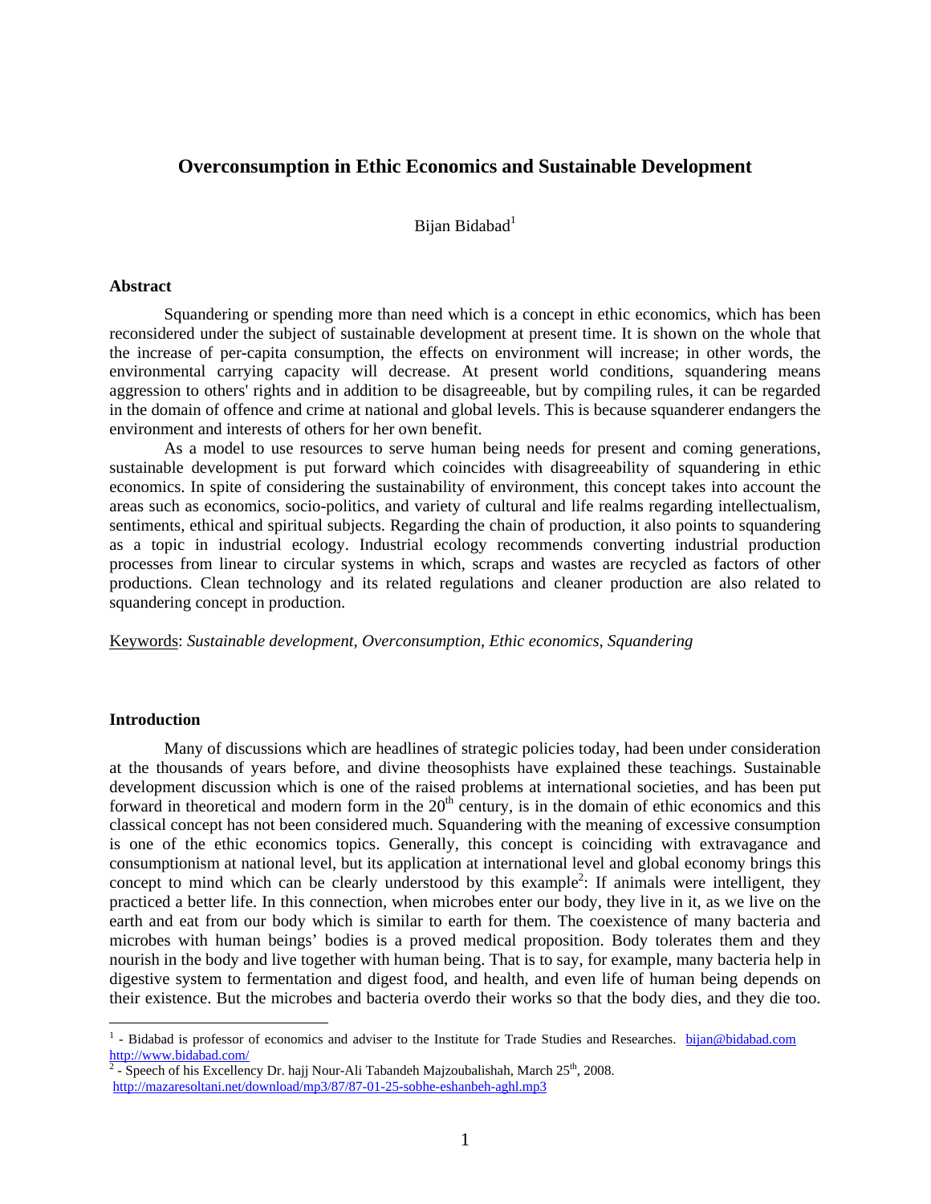# Overconsumption in Ethic Economics and Sustainable Development

Bijan Bidabad[1]

### Abstract

Squandering or spending more than need which is a concept in ethic economics, which has been reconsidered under the subject of sustainable development at present time. It is shown on the whole that the increase of per-capita consumption, the effects on environment will increase; in other words, the environmental carrying capacity will decrease. At present world conditions, squandering means aggression to others' rights and in addition to be disagreeable, but by compiling rules, it can be regarded in the domain of offence and crime at national and global levels. This is because squanderer endangers the environment and interests of others for her own benefit.

As a model to use resources to serve human being needs for present and coming generations, sustainable development is put forward which coincides with disagreeability of squandering in ethic economics. In spite of considering the sustainability of environment, this concept takes into account the areas such as economics, socio-politics, and variety of cultural and life realms regarding intellectualism, sentiments, ethical and spiritual subjects. Regarding the chain of production, it also points to squandering as a topic in industrial ecology. Industrial ecology recommends converting industrial production processes from linear to circular systems in which, scraps and wastes are recycled as factors of other productions. Clean technology and its related regulations and cleaner production are also related to squandering concept in production.

Keywords: *Sustainable development, Overconsumption, Ethic economics, Squandering*

### Introduction

Many of discussions which are headlines of strategic policies today, had been under consideration at the thousands of years before, and divine theosophists have explained these teachings. Sustainable development discussion which is one of the raised problems at international societies, and has been put forward in theoretical and modern form in the 20th century, is in the domain of ethic economics and this classical concept has not been considered much. Squandering with the meaning of excessive consumption is one of the ethic economics topics. Generally, this concept is coinciding with extravagance and consumptionism at national level, but its application at international level and global economy brings this concept to mind which can be clearly understood by this example[2]: If animals were intelligent, they practiced a better life. In this connection, when microbes enter our body, they live in it, as we live on the earth and eat from our body which is similar to earth for them. The coexistence of many bacteria and microbes with human beings' bodies is a proved medical proposition. Body tolerates them and they nourish in the body and live together with human being. That is to say, for example, many bacteria help in digestive system to fermentation and digest food, and health, and even life of human being depends on their existence. But the microbes and bacteria overdo their works so that the body dies, and they die too.

---

[1] - Bidabad is professor of economics and adviser to the Institute for Trade Studies and Researches. bijan@bidabad.com http://www.bidabad.com/

[2] - Speech of his Excellency Dr. hajj Nour-Ali Tabandeh Majzoubalishah, March 25th, 2008. http://mazaresoltani.net/download/mp3/87/87-01-25-sobhe-eshanbeh-aghl.mp3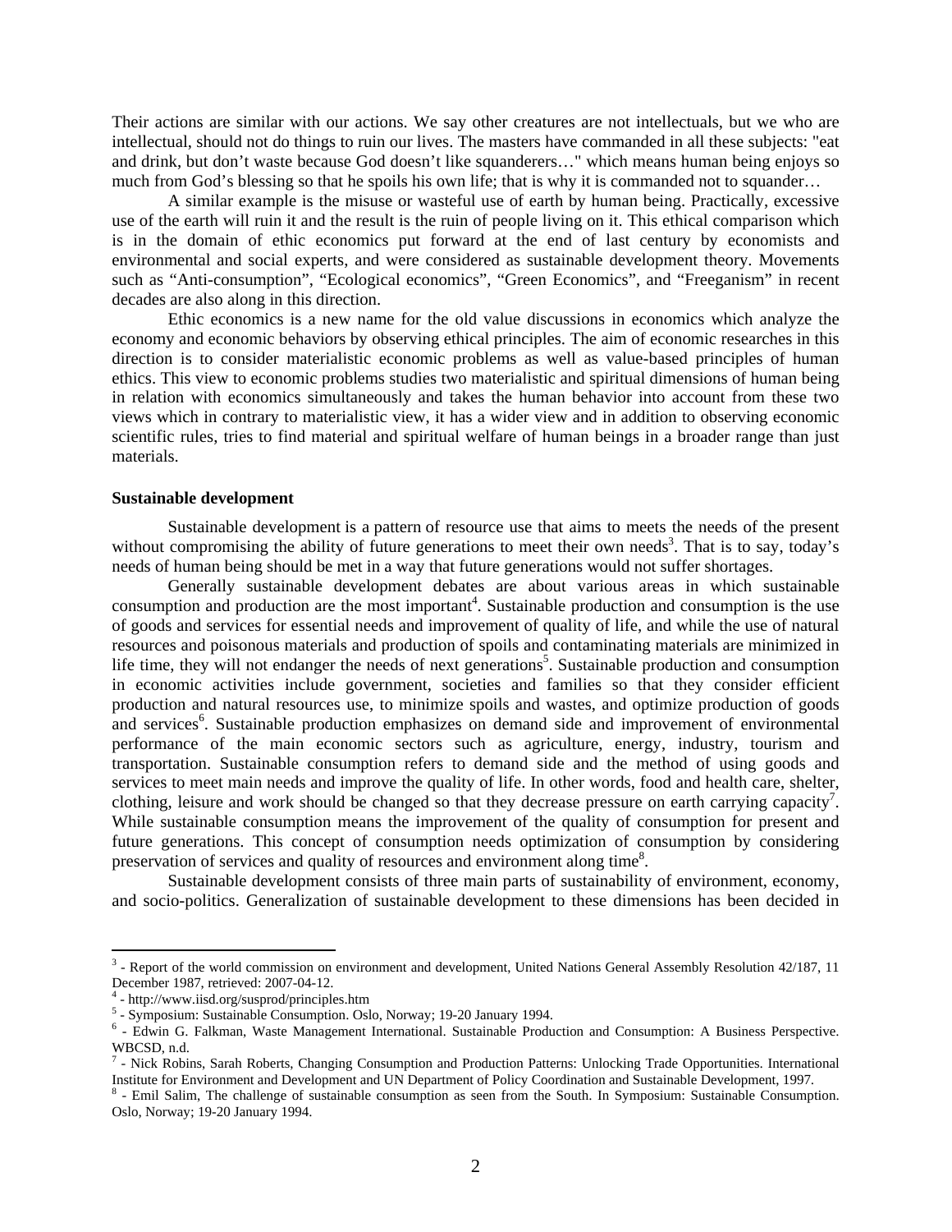Their actions are similar with our actions. We say other creatures are not intellectuals, but we who are intellectual, should not do things to ruin our lives. The masters have commanded in all these subjects: "eat and drink, but don't waste because God doesn't like squanderers…" which means human being enjoys so much from God's blessing so that he spoils his own life; that is why it is commanded not to squander…

A similar example is the misuse or wasteful use of earth by human being. Practically, excessive use of the earth will ruin it and the result is the ruin of people living on it. This ethical comparison which is in the domain of ethic economics put forward at the end of last century by economists and environmental and social experts, and were considered as sustainable development theory. Movements such as "Anti-consumption", "Ecological economics", "Green Economics", and "Freeganism" in recent decades are also along in this direction.

Ethic economics is a new name for the old value discussions in economics which analyze the economy and economic behaviors by observing ethical principles. The aim of economic researches in this direction is to consider materialistic economic problems as well as value-based principles of human ethics. This view to economic problems studies two materialistic and spiritual dimensions of human being in relation with economics simultaneously and takes the human behavior into account from these two views which in contrary to materialistic view, it has a wider view and in addition to observing economic scientific rules, tries to find material and spiritual welfare of human beings in a broader range than just materials.

**Sustainable development**

Sustainable development is a pattern of resource use that aims to meets the needs of the present without compromising the ability of future generations to meet their own needs[3]. That is to say, today's needs of human being should be met in a way that future generations would not suffer shortages.

Generally sustainable development debates are about various areas in which sustainable consumption and production are the most important[4]. Sustainable production and consumption is the use of goods and services for essential needs and improvement of quality of life, and while the use of natural resources and poisonous materials and production of spoils and contaminating materials are minimized in life time, they will not endanger the needs of next generations[5]. Sustainable production and consumption in economic activities include government, societies and families so that they consider efficient production and natural resources use, to minimize spoils and wastes, and optimize production of goods and services[6]. Sustainable production emphasizes on demand side and improvement of environmental performance of the main economic sectors such as agriculture, energy, industry, tourism and transportation. Sustainable consumption refers to demand side and the method of using goods and services to meet main needs and improve the quality of life. In other words, food and health care, shelter, clothing, leisure and work should be changed so that they decrease pressure on earth carrying capacity[7]. While sustainable consumption means the improvement of the quality of consumption for present and future generations. This concept of consumption needs optimization of consumption by considering preservation of services and quality of resources and environment along time[8].

Sustainable development consists of three main parts of sustainability of environment, economy, and socio-politics. Generalization of sustainable development to these dimensions has been decided in

---

[3] - Report of the world commission on environment and development, United Nations General Assembly Resolution 42/187, 11 December 1987, retrieved: 2007-04-12.

[4] - http://www.iisd.org/susprod/principles.htm

[5] - Symposium: Sustainable Consumption. Oslo, Norway; 19-20 January 1994.

[6] - Edwin G. Falkman, Waste Management International. Sustainable Production and Consumption: A Business Perspective. WBCSD, n.d.

[7] - Nick Robins, Sarah Roberts, Changing Consumption and Production Patterns: Unlocking Trade Opportunities. International Institute for Environment and Development and UN Department of Policy Coordination and Sustainable Development, 1997.

[8] - Emil Salim, The challenge of sustainable consumption as seen from the South. In Symposium: Sustainable Consumption. Oslo, Norway; 19-20 January 1994.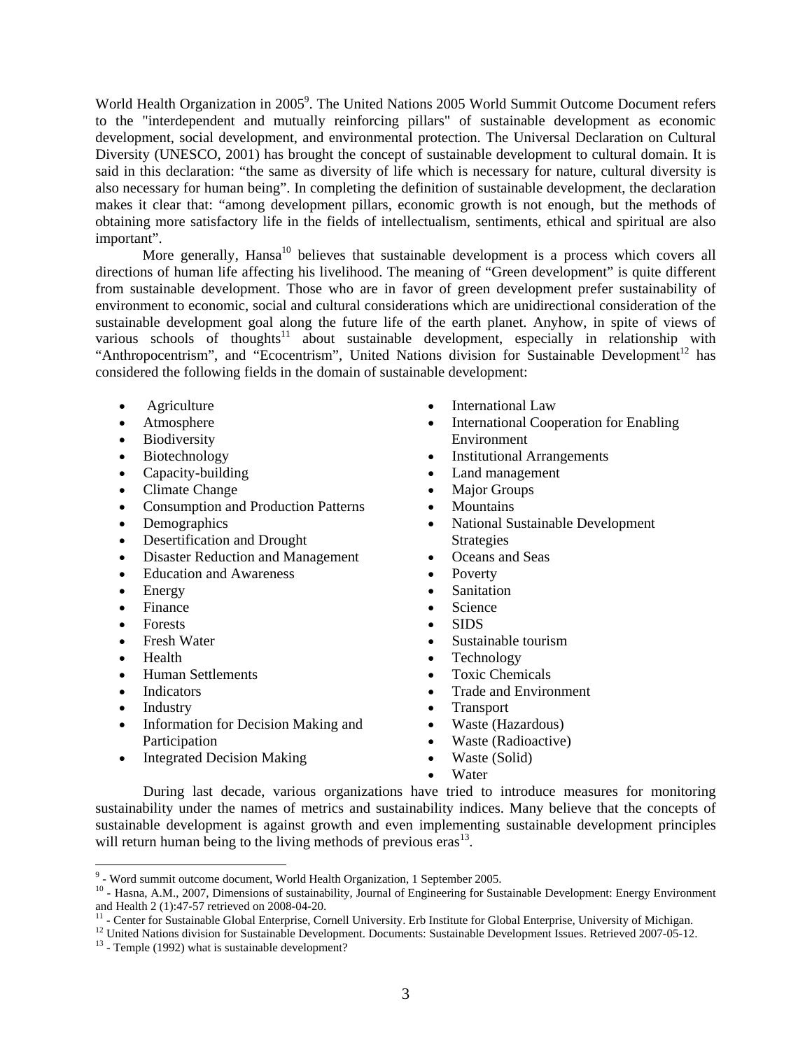World Health Organization in 2005[9]. The United Nations 2005 World Summit Outcome Document refers to the "interdependent and mutually reinforcing pillars" of sustainable development as economic development, social development, and environmental protection. The Universal Declaration on Cultural Diversity (UNESCO, 2001) has brought the concept of sustainable development to cultural domain. It is said in this declaration: "the same as diversity of life which is necessary for nature, cultural diversity is also necessary for human being". In completing the definition of sustainable development, the declaration makes it clear that: "among development pillars, economic growth is not enough, but the methods of obtaining more satisfactory life in the fields of intellectualism, sentiments, ethical and spiritual are also important".

More generally, Hansa[10] believes that sustainable development is a process which covers all directions of human life affecting his livelihood. The meaning of "Green development" is quite different from sustainable development. Those who are in favor of green development prefer sustainability of environment to economic, social and cultural considerations which are unidirectional consideration of the sustainable development goal along the future life of the earth planet. Anyhow, in spite of views of various schools of thoughts[11] about sustainable development, especially in relationship with "Anthropocentrism", and "Ecocentrism", United Nations division for Sustainable Development[12] has considered the following fields in the domain of sustainable development:

- Agriculture
- Atmosphere
- Biodiversity
- Biotechnology
- Capacity-building
- Climate Change
- Consumption and Production Patterns
- Demographics
- Desertification and Drought
- Disaster Reduction and Management
- Education and Awareness
- Energy
- Finance
- Forests
- Fresh Water
- Health
- Human Settlements
- Indicators
- Industry
- Information for Decision Making and Participation
- Integrated Decision Making
- International Law
- International Cooperation for Enabling Environment
- Institutional Arrangements
- Land management
- Major Groups
- Mountains
- National Sustainable Development Strategies
- Oceans and Seas
- Poverty
- Sanitation
- Science
- SIDS
- Sustainable tourism
- Technology
- Toxic Chemicals
- Trade and Environment
- Transport
- Waste (Hazardous)
- Waste (Radioactive)
- Waste (Solid)
- Water

During last decade, various organizations have tried to introduce measures for monitoring sustainability under the names of metrics and sustainability indices. Many believe that the concepts of sustainable development is against growth and even implementing sustainable development principles will return human being to the living methods of previous eras[13].

---

[9] - Word summit outcome document, World Health Organization, 1 September 2005.

[10] - Hasna, A.M., 2007, Dimensions of sustainability, Journal of Engineering for Sustainable Development: Energy Environment and Health 2 (1):47-57 retrieved on 2008-04-20.

[11] - Center for Sustainable Global Enterprise, Cornell University. Erb Institute for Global Enterprise, University of Michigan.

[12] United Nations division for Sustainable Development. Documents: Sustainable Development Issues. Retrieved 2007-05-12.

[13] - Temple (1992) what is sustainable development?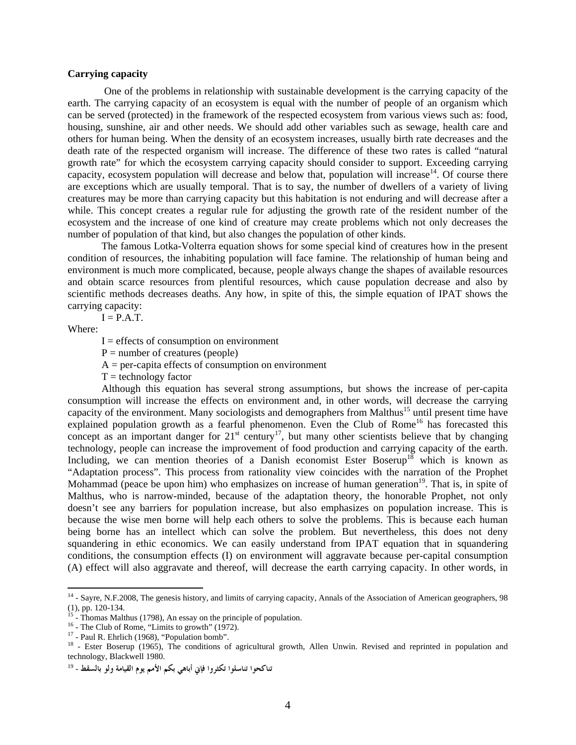**Carrying capacity**

One of the problems in relationship with sustainable development is the carrying capacity of the earth. The carrying capacity of an ecosystem is equal with the number of people of an organism which can be served (protected) in the framework of the respected ecosystem from various views such as: food, housing, sunshine, air and other needs. We should add other variables such as sewage, health care and others for human being. When the density of an ecosystem increases, usually birth rate decreases and the death rate of the respected organism will increase. The difference of these two rates is called "natural growth rate" for which the ecosystem carrying capacity should consider to support. Exceeding carrying capacity, ecosystem population will decrease and below that, population will increase[14]. Of course there are exceptions which are usually temporal. That is to say, the number of dwellers of a variety of living creatures may be more than carrying capacity but this habitation is not enduring and will decrease after a while. This concept creates a regular rule for adjusting the growth rate of the resident number of the ecosystem and the increase of one kind of creature may create problems which not only decreases the number of population of that kind, but also changes the population of other kinds.

The famous Lotka-Volterra equation shows for some special kind of creatures how in the present condition of resources, the inhabiting population will face famine. The relationship of human being and environment is much more complicated, because, people always change the shapes of available resources and obtain scarce resources from plentiful resources, which cause population decrease and also by scientific methods decreases deaths. Any how, in spite of this, the simple equation of IPAT shows the carrying capacity:

$$I = P.A.T.$$

Where:

$I$ = effects of consumption on environment

$P$ = number of creatures (people)

$A$ = per-capita effects of consumption on environment

$T$ = technology factor

Although this equation has several strong assumptions, but shows the increase of per-capita consumption will increase the effects on environment and, in other words, will decrease the carrying capacity of the environment. Many sociologists and demographers from Malthus[15] until present time have explained population growth as a fearful phenomenon. Even the Club of Rome[16] has forecasted this concept as an important danger for 21st century[17], but many other scientists believe that by changing technology, people can increase the improvement of food production and carrying capacity of the earth. Including, we can mention theories of a Danish economist Ester Boserup[18] which is known as "Adaptation process". This process from rationality view coincides with the narration of the Prophet Mohammad (peace be upon him) who emphasizes on increase of human generation[19]. That is, in spite of Malthus, who is narrow-minded, because of the adaptation theory, the honorable Prophet, not only doesn't see any barriers for population increase, but also emphasizes on population increase. This is because the wise men borne will help each others to solve the problems. This is because each human being borne has an intellect which can solve the problem. But nevertheless, this does not deny squandering in ethic economics. We can easily understand from IPAT equation that in squandering conditions, the consumption effects (I) on environment will aggravate because per-capital consumption (A) effect will also aggravate and thereof, will decrease the earth carrying capacity. In other words, in

---

[14] - Sayre, N.F.2008, The genesis history, and limits of carrying capacity, Annals of the Association of American geographers, 98 (1), pp. 120-134.

[15] - Thomas Malthus (1798), An essay on the principle of population.

[16] - The Club of Rome, "Limits to growth" (1972).

[17] - Paul R. Ehrlich (1968), "Population bomb".

[18] - Ester Boserup (1965), The conditions of agricultural growth, Allen Unwin. Revised and reprinted in population and technology, Blackwell 1980.

[19] - تناكحوا تناسلوا تكثروا فإني أباهي بكم الأمم يوم القيامة ولو بالسقط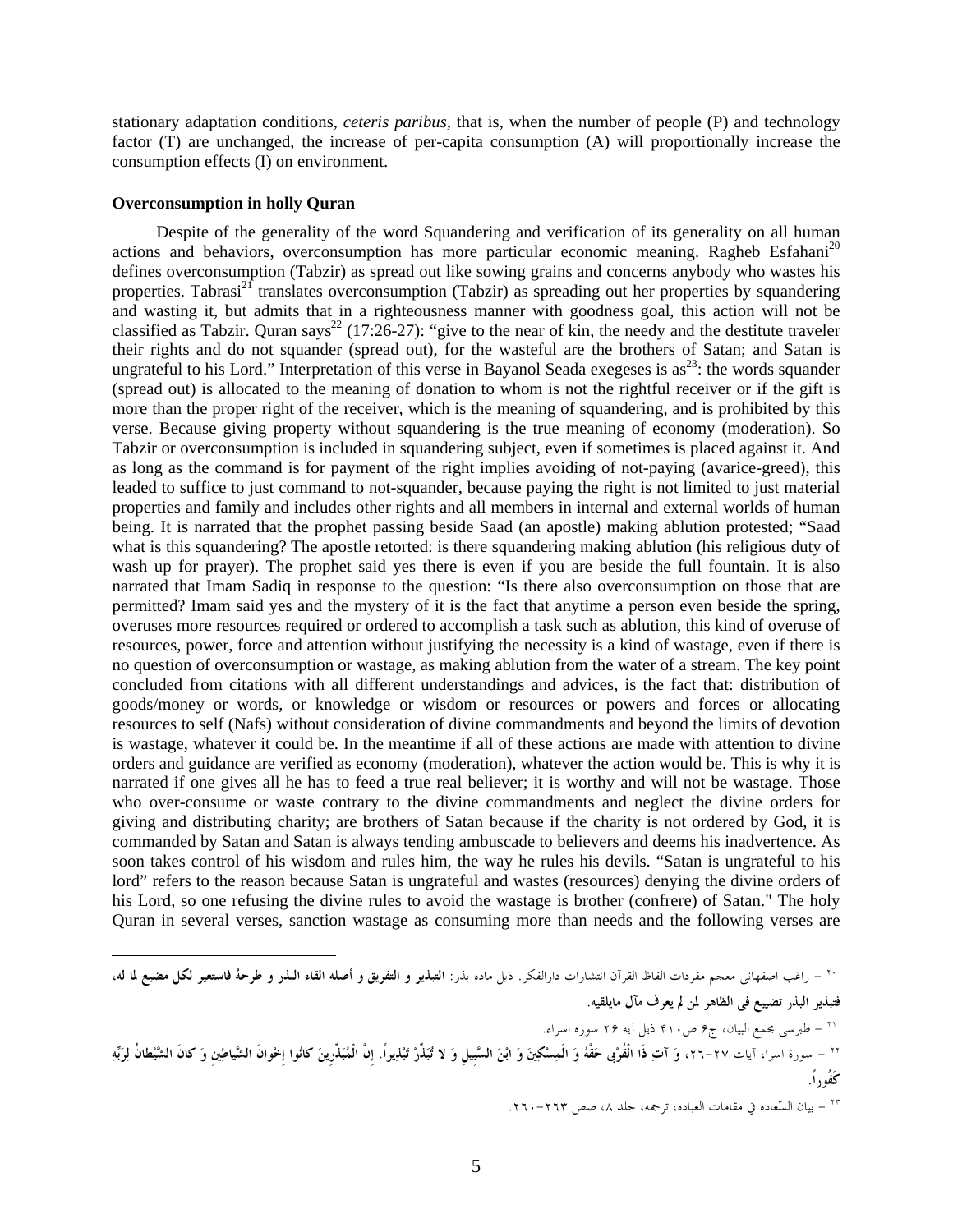stationary adaptation conditions, *ceteris paribus*, that is, when the number of people (P) and technology factor (T) are unchanged, the increase of per-capita consumption (A) will proportionally increase the consumption effects (I) on environment.

**Overconsumption in holly Quran**

Despite of the generality of the word Squandering and verification of its generality on all human actions and behaviors, overconsumption has more particular economic meaning. Ragheb Esfahani[20] defines overconsumption (Tabzir) as spread out like sowing grains and concerns anybody who wastes his properties. Tabrasi[21] translates overconsumption (Tabzir) as spreading out her properties by squandering and wasting it, but admits that in a righteousness manner with goodness goal, this action will not be classified as Tabzir. Quran says[22] (17:26-27): "give to the near of kin, the needy and the destitute traveler their rights and do not squander (spread out), for the wasteful are the brothers of Satan; and Satan is ungrateful to his Lord." Interpretation of this verse in Bayanol Seada exegeses is as[23]: the words squander (spread out) is allocated to the meaning of donation to whom is not the rightful receiver or if the gift is more than the proper right of the receiver, which is the meaning of squandering, and is prohibited by this verse. Because giving property without squandering is the true meaning of economy (moderation). So Tabzir or overconsumption is included in squandering subject, even if sometimes is placed against it. And as long as the command is for payment of the right implies avoiding of not-paying (avarice-greed), this leaded to suffice to just command to not-squander, because paying the right is not limited to just material properties and family and includes other rights and all members in internal and external worlds of human being. It is narrated that the prophet passing beside Saad (an apostle) making ablution protested; "Saad what is this squandering? The apostle retorted: is there squandering making ablution (his religious duty of wash up for prayer). The prophet said yes there is even if you are beside the full fountain. It is also narrated that Imam Sadiq in response to the question: "Is there also overconsumption on those that are permitted? Imam said yes and the mystery of it is the fact that anytime a person even beside the spring, overuses more resources required or ordered to accomplish a task such as ablution, this kind of overuse of resources, power, force and attention without justifying the necessity is a kind of wastage, even if there is no question of overconsumption or wastage, as making ablution from the water of a stream. The key point concluded from citations with all different understandings and advices, is the fact that: distribution of goods/money or words, or knowledge or wisdom or resources or powers and forces or allocating resources to self (Nafs) without consideration of divine commandments and beyond the limits of devotion is wastage, whatever it could be. In the meantime if all of these actions are made with attention to divine orders and guidance are verified as economy (moderation), whatever the action would be. This is why it is narrated if one gives all he has to feed a true real believer; it is worthy and will not be wastage. Those who over-consume or waste contrary to the divine commandments and neglect the divine orders for giving and distributing charity; are brothers of Satan because if the charity is not ordered by God, it is commanded by Satan and Satan is always tending ambuscade to believers and deems his inadvertence. As soon takes control of his wisdom and rules him, the way he rules his devils. "Satan is ungrateful to his lord" refers to the reason because Satan is ungrateful and wastes (resources) denying the divine orders of his Lord, so one refusing the divine rules to avoid the wastage is brother (confrere) of Satan." The holy Quran in several verses, sanction wastage as consuming more than needs and the following verses are

---

[20] – راغب اصفهانی معجم مفردات الفاظ القرآن انتشارات دارالفکر. ذیل ماده بذر: **التبذیر و التفریق و أصله القاء البذر و طرحهُ فاستعیر لکل مضیع لما له، فتبذیر البذر تضییع فی الظاهر لمن لم یعرف مآل مایلقیه.**

[21] – طبرسی مجمع البیان، ج۶ ص۴۱۰ ذیل آیه ۲۶ سوره اسراء.

[22] – سورة اسراء، آیات ۲۷-۲۶، **وَ آتِ ذَا الْقُرْبى حَقَّهُ وَ الْمِسْكينَ وَ ابْنَ السَّبيلِ وَ لا تُبَذِّرْ تَبْذيراً. إِنَّ الْمُبَذِّرينَ كانُوا إِخْوانَ الشَّياطينِ وَ كانَ الشَّيْطانُ لِرَبِّهِ كَفُوراً.**

[23] – بیان السّعاده فی مقامات العباده، ترجمه، جلد ۸، صص ۲۶۳-۲۶۰.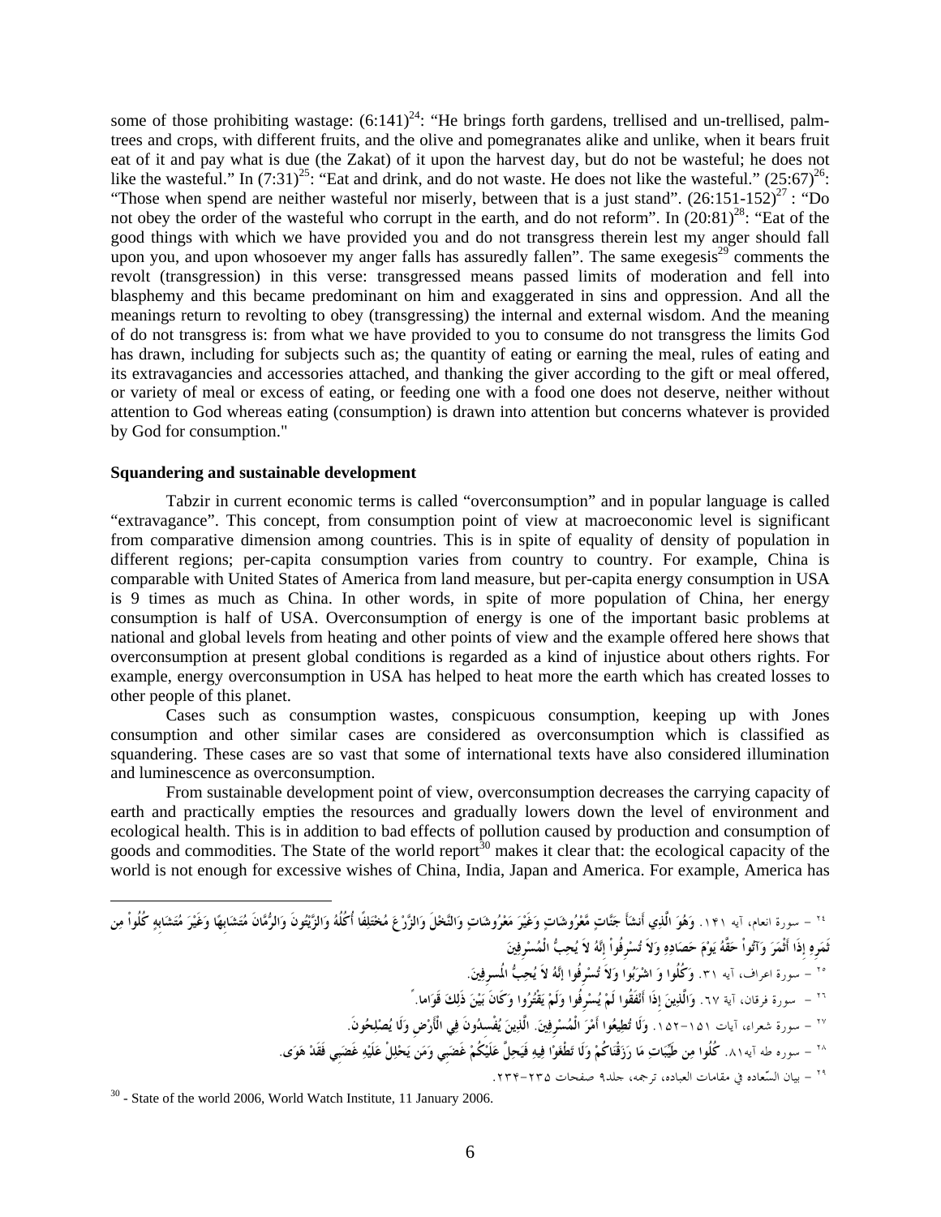some of those prohibiting wastage: (6:141)[24]: "He brings forth gardens, trellised and un-trellised, palm-trees and crops, with different fruits, and the olive and pomegranates alike and unlike, when it bears fruit eat of it and pay what is due (the Zakat) of it upon the harvest day, but do not be wasteful; he does not like the wasteful." In (7:31)[25]: "Eat and drink, and do not waste. He does not like the wasteful." (25:67)[26]: "Those when spend are neither wasteful nor miserly, between that is a just stand". (26:151-152)[27] : "Do not obey the order of the wasteful who corrupt in the earth, and do not reform". In (20:81)[28]: "Eat of the good things with which we have provided you and do not transgress therein lest my anger should fall upon you, and upon whosoever my anger falls has assuredly fallen". The same exegesis[29] comments the revolt (transgression) in this verse: transgressed means passed limits of moderation and fell into blasphemy and this became predominant on him and exaggerated in sins and oppression. And all the meanings return to revolting to obey (transgressing) the internal and external wisdom. And the meaning of do not transgress is: from what we have provided to you to consume do not transgress the limits God has drawn, including for subjects such as; the quantity of eating or earning the meal, rules of eating and its extravagancies and accessories attached, and thanking the giver according to the gift or meal offered, or variety of meal or excess of eating, or feeding one with a food one does not deserve, neither without attention to God whereas eating (consumption) is drawn into attention but concerns whatever is provided by God for consumption."

**Squandering and sustainable development**

Tabzir in current economic terms is called "overconsumption" and in popular language is called "extravagance". This concept, from consumption point of view at macroeconomic level is significant from comparative dimension among countries. This is in spite of equality of density of population in different regions; per-capita consumption varies from country to country. For example, China is comparable with United States of America from land measure, but per-capita energy consumption in USA is 9 times as much as China. In other words, in spite of more population of China, her energy consumption is half of USA. Overconsumption of energy is one of the important basic problems at national and global levels from heating and other points of view and the example offered here shows that overconsumption at present global conditions is regarded as a kind of injustice about others rights. For example, energy overconsumption in USA has helped to heat more the earth which has created losses to other people of this planet.

Cases such as consumption wastes, conspicuous consumption, keeping up with Jones consumption and other similar cases are considered as overconsumption which is classified as squandering. These cases are so vast that some of international texts have also considered illumination and luminescence as overconsumption.

From sustainable development point of view, overconsumption decreases the carrying capacity of earth and practically empties the resources and gradually lowers down the level of environment and ecological health. This is in addition to bad effects of pollution caused by production and consumption of goods and commodities. The State of the world report[30] makes it clear that: the ecological capacity of the world is not enough for excessive wishes of China, India, Japan and America. For example, America has

---

[24] – سورة انعام، آيه ١٤١. وَهُوَ الَّذِي أَنشَأَ جَنَّاتٍ مَّعْرُوشَاتٍ وَغَيْرَ مَعْرُوشَاتٍ وَالنَّخْلَ وَالزَّرْعَ مُخْتَلِفًا أُكُلُهُ وَالزَّيْتُونَ وَالرُّمَّانَ مُتَشَابِهًا وَغَيْرَ مُتَشَابِهٍ كُلُواْ مِن ثَمَرِهِ إِذَا أَثْمَرَ وَآتُواْ حَقَّهُ يَوْمَ حَصَادِهِ وَلاَ تُسْرِفُواْ إِنَّهُ لاَ يُحِبُّ الْمُسْرِفِينَ

[25] – سورة اعراف، آيه ٣١. وَكُلُوا وَ اشْرَبُوا وَلاَ تُسْرِفُوا إِنَّهُ لاَ يُحِبُّ الْمُسرفِينَ.

[26] – سورة فرقان، آية ٦٧. وَالَّذِينَ إِذَا أَنفَقُوا لَمْ يُسْرِفُوا وَلَمْ يَقْتُرُوا وَكَانَ بَيْنَ ذَلِكَ قَوَاما.

[27] – سورة شعراء، آيات ١٥١-١٥٢. وَلَا تُطِيعُوا أَمْرَ الْمُسْرِفِينَ. الَّذِينَ يُفْسِدُونَ فِي الْأَرْضِ وَلَا يُصْلِحُونَ.

[28] – سوره طه آيه٨١. كُلُوا مِن طَيِّبَاتِ مَا رَزَقْنَاكُمْ وَلَا تَطْغَوْا فِيهِ فَيَحِلَّ عَلَيْكُمْ غَضَبِي وَمَن يَحْلِلْ عَلَيْهِ غَضَبِي فَقَدْ هَوَى.

[29] – بيان السّعاده في مقامات العباده، ترجمه، جلد٩ صفحات ٢٣٥-٢٣٤.

[30] - State of the world 2006, World Watch Institute, 11 January 2006.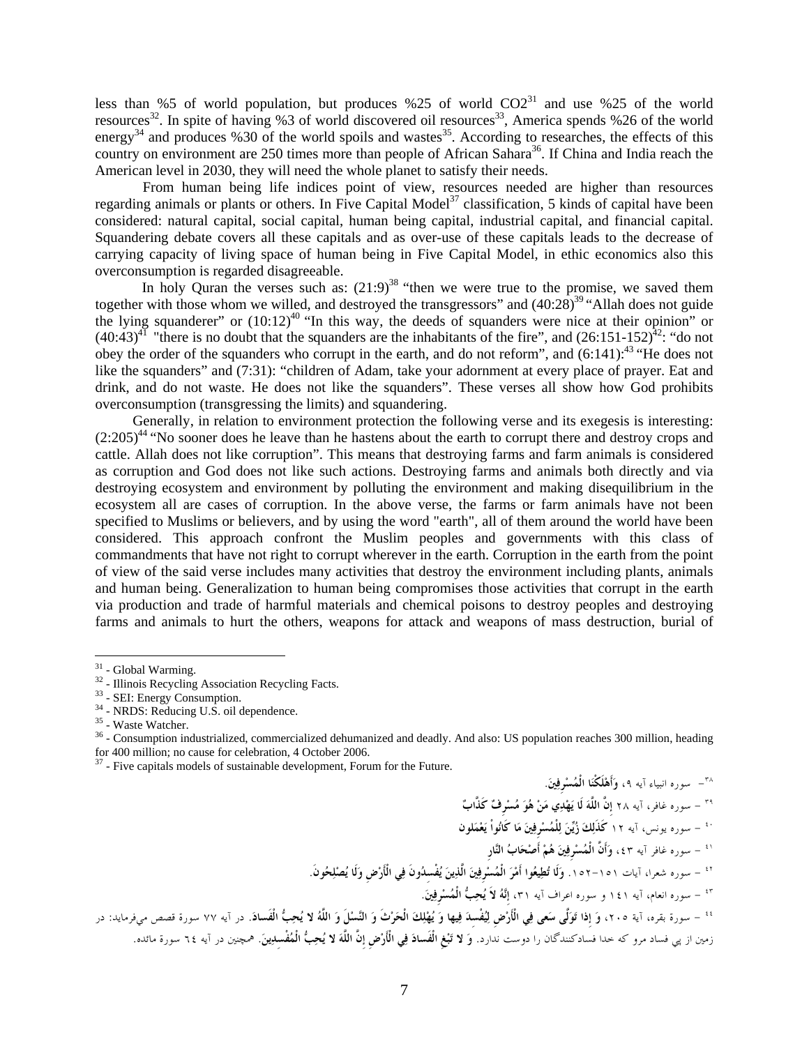less than %5 of world population, but produces %25 of world $CO2$[31] and use %25 of the world resources[32]. In spite of having %3 of world discovered oil resources[33], America spends %26 of the world energy[34] and produces %30 of the world spoils and wastes[35]. According to researches, the effects of this country on environment are 250 times more than people of African Sahara[36]. If China and India reach the American level in 2030, they will need the whole planet to satisfy their needs.

From human being life indices point of view, resources needed are higher than resources regarding animals or plants or others. In Five Capital Model[37] classification, 5 kinds of capital have been considered: natural capital, social capital, human being capital, industrial capital, and financial capital. Squandering debate covers all these capitals and as over-use of these capitals leads to the decrease of carrying capacity of living space of human being in Five Capital Model, in ethic economics also this overconsumption is regarded disagreeable.

In holy Quran the verses such as: (21:9)[38] "then we were true to the promise, we saved them together with those whom we willed, and destroyed the transgressors" and (40:28)[39] "Allah does not guide the lying squanderer" or (10:12)[40] "In this way, the deeds of squanders were nice at their opinion" or (40:43)[41] "there is no doubt that the squanders are the inhabitants of the fire", and (26:151-152)[42]: "do not obey the order of the squanders who corrupt in the earth, and do not reform", and (6:141):[43] "He does not like the squanders" and (7:31): "children of Adam, take your adornment at every place of prayer. Eat and drink, and do not waste. He does not like the squanders". These verses all show how God prohibits overconsumption (transgressing the limits) and squandering.

Generally, in relation to environment protection the following verse and its exegesis is interesting: (2:205)[44] "No sooner does he leave than he hastens about the earth to corrupt there and destroy crops and cattle. Allah does not like corruption". This means that destroying farms and farm animals is considered as corruption and God does not like such actions. Destroying farms and animals both directly and via destroying ecosystem and environment by polluting the environment and making disequilibrium in the ecosystem all are cases of corruption. In the above verse, the farms or farm animals have not been specified to Muslims or believers, and by using the word "earth", all of them around the world have been considered. This approach confront the Muslim peoples and governments with this class of commandments that have not right to corrupt wherever in the earth. Corruption in the earth from the point of view of the said verse includes many activities that destroy the environment including plants, animals and human being. Generalization to human being compromises those activities that corrupt in the earth via production and trade of harmful materials and chemical poisons to destroy peoples and destroying farms and animals to hurt the others, weapons for attack and weapons of mass destruction, burial of

---

[31] - Global Warming.

[32] - Illinois Recycling Association Recycling Facts.

[33] - SEI: Energy Consumption.

[34] - NRDS: Reducing U.S. oil dependence.

[35] - Waste Watcher.

[36] - Consumption industrialized, commercialized dehumanized and deadly. And also: US population reaches 300 million, heading for 400 million; no cause for celebration, 4 October 2006.

[37] - Five capitals models of sustainable development, Forum for the Future.

[38] - سوره انبیاء آیه ۹، وَأَهْلَكْنَا الْمُسْرِفِينَ.

[39] - سوره غافر، آیه ۲۸ إِنَّ اللَّهَ لَا يَهْدِي مَنْ هُوَ مُسْرِفٌ كَذَّابٌ

[40] - سوره یونس، آیه ۱۲ كَذَلِكَ زُيِّنَ لِلْمُسْرِفِينَ مَا كَانُواْ يَعْمَلون

[41] - سوره غافر آیه ٤٣، وَأَنَّ الْمُسْرِفِينَ هُمْ أَصْحَابُ النَّارِ

[42] - سوره شعراء، آیات ۱۵۱-۱۵۲. وَلَا تُطِيعُوا أَمْرَ الْمُسْرِفِينَ الَّذِينَ يُفْسِدُونَ فِي الْأَرْضِ وَلَا يُصْلِحُونَ.

[43] - سوره انعام، آیه ۱٤۱ و سوره اعراف آیه ۳۱، إِنَّهُ لاَ يُحِبُّ الْمُسْرِفِينَ.

[44] - سورة بقره، آية ۲۰۵، وَ إِذا تَوَلَّى سَعى فِي الْأَرْضِ لِيُفْسِدَ فِيها وَ يُهْلِكَ الْحَرْثَ وَ النَّسْلَ وَ اللَّهُ لا يُحِبُّ الْفَسادَ. در آیه ۷۷ سورة قصص می‌فرماید: در زمین از پی فساد مرو که خدا فسادکنندگان را دوست ندارد. وَ لا تَبْغِ الْفَسادَ فِي الْأَرْضِ إِنَّ اللَّهَ لا يُحِبُّ الْمُفْسِدِينَ. همچنین در آیه ٦٤ سورة مائده.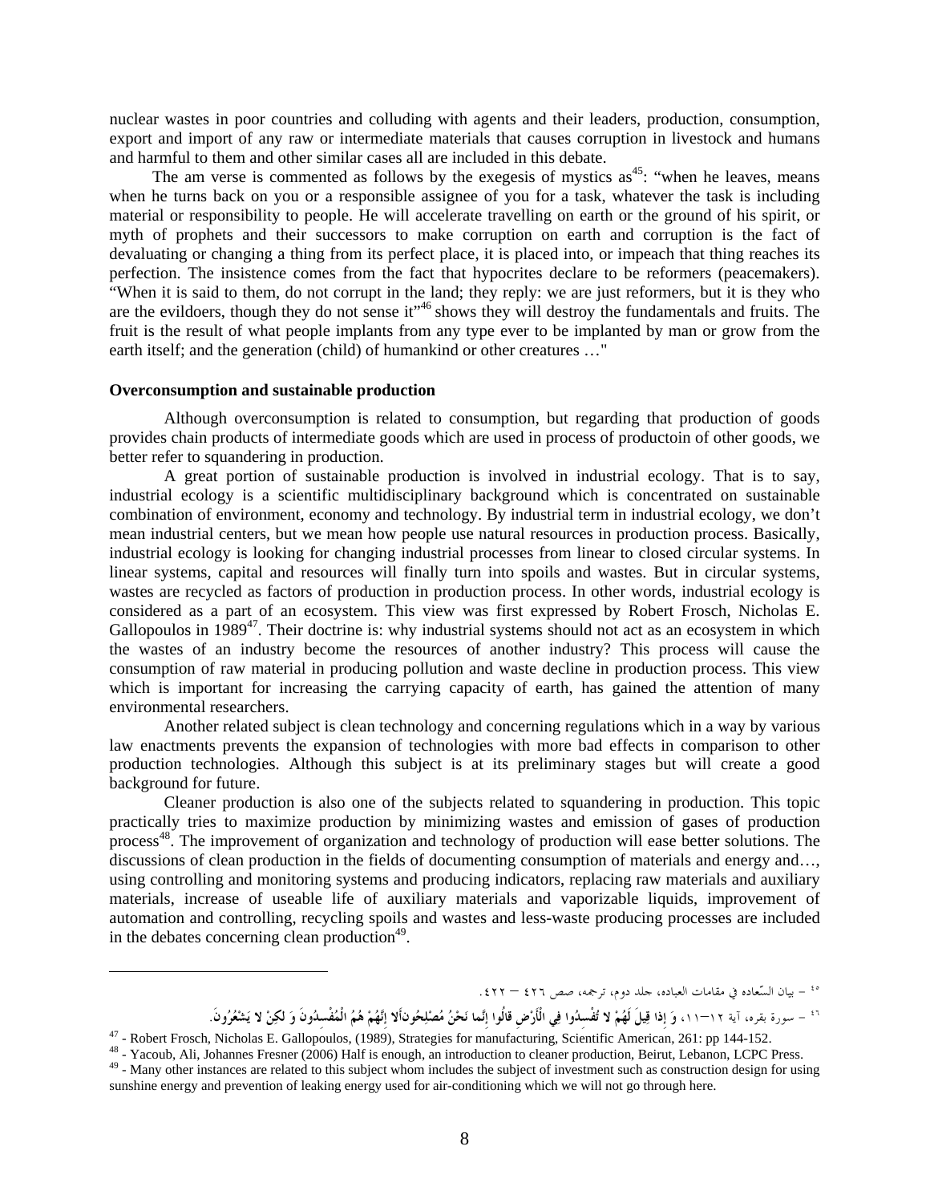nuclear wastes in poor countries and colluding with agents and their leaders, production, consumption, export and import of any raw or intermediate materials that causes corruption in livestock and humans and harmful to them and other similar cases all are included in this debate.

The am verse is commented as follows by the exegesis of mystics as[45]: "when he leaves, means when he turns back on you or a responsible assignee of you for a task, whatever the task is including material or responsibility to people. He will accelerate travelling on earth or the ground of his spirit, or myth of prophets and their successors to make corruption on earth and corruption is the fact of devaluating or changing a thing from its perfect place, it is placed into, or impeach that thing reaches its perfection. The insistence comes from the fact that hypocrites declare to be reformers (peacemakers). "When it is said to them, do not corrupt in the land; they reply: we are just reformers, but it is they who are the evildoers, though they do not sense it"[46] shows they will destroy the fundamentals and fruits. The fruit is the result of what people implants from any type ever to be implanted by man or grow from the earth itself; and the generation (child) of humankind or other creatures …"

### Overconsumption and sustainable production

Although overconsumption is related to consumption, but regarding that production of goods provides chain products of intermediate goods which are used in process of productoin of other goods, we better refer to squandering in production.

A great portion of sustainable production is involved in industrial ecology. That is to say, industrial ecology is a scientific multidisciplinary background which is concentrated on sustainable combination of environment, economy and technology. By industrial term in industrial ecology, we don't mean industrial centers, but we mean how people use natural resources in production process. Basically, industrial ecology is looking for changing industrial processes from linear to closed circular systems. In linear systems, capital and resources will finally turn into spoils and wastes. But in circular systems, wastes are recycled as factors of production in production process. In other words, industrial ecology is considered as a part of an ecosystem. This view was first expressed by Robert Frosch, Nicholas E. Gallopoulos in 1989[47]. Their doctrine is: why industrial systems should not act as an ecosystem in which the wastes of an industry become the resources of another industry? This process will cause the consumption of raw material in producing pollution and waste decline in production process. This view which is important for increasing the carrying capacity of earth, has gained the attention of many environmental researchers.

Another related subject is clean technology and concerning regulations which in a way by various law enactments prevents the expansion of technologies with more bad effects in comparison to other production technologies. Although this subject is at its preliminary stages but will create a good background for future.

Cleaner production is also one of the subjects related to squandering in production. This topic practically tries to maximize production by minimizing wastes and emission of gases of production process[48]. The improvement of organization and technology of production will ease better solutions. The discussions of clean production in the fields of documenting consumption of materials and energy and…, using controlling and monitoring systems and producing indicators, replacing raw materials and auxiliary materials, increase of useable life of auxiliary materials and vaporizable liquids, improvement of automation and controlling, recycling spoils and wastes and less-waste producing processes are included in the debates concerning clean production[49].

---

۴۵ – بیان السّعاده في مقامات العباده، جلد دوم، ترجمه، صص ۴۲۶ – ۴۲۲.

۴۶ – سورة بقره، آیة ۱۲–۱۱، وَ إِذا قِيلَ لَهُمْ لا تُفْسِدُوا فِي الْأَرْضِ قالُوا إِنَّما نَحْنُ مُصْلِحُونَأَلا إِنَّهُمْ هُمُ الْمُفْسِدُونَ وَ لكِنْ لا يَشْعُرُونَ.

47 - Robert Frosch, Nicholas E. Gallopoulos, (1989), Strategies for manufacturing, Scientific American, 261: pp 144-152.

48 - Yacoub, Ali, Johannes Fresner (2006) Half is enough, an introduction to cleaner production, Beirut, Lebanon, LCPC Press.

49 - Many other instances are related to this subject whom includes the subject of investment such as construction design for using sunshine energy and prevention of leaking energy used for air-conditioning which we will not go through here.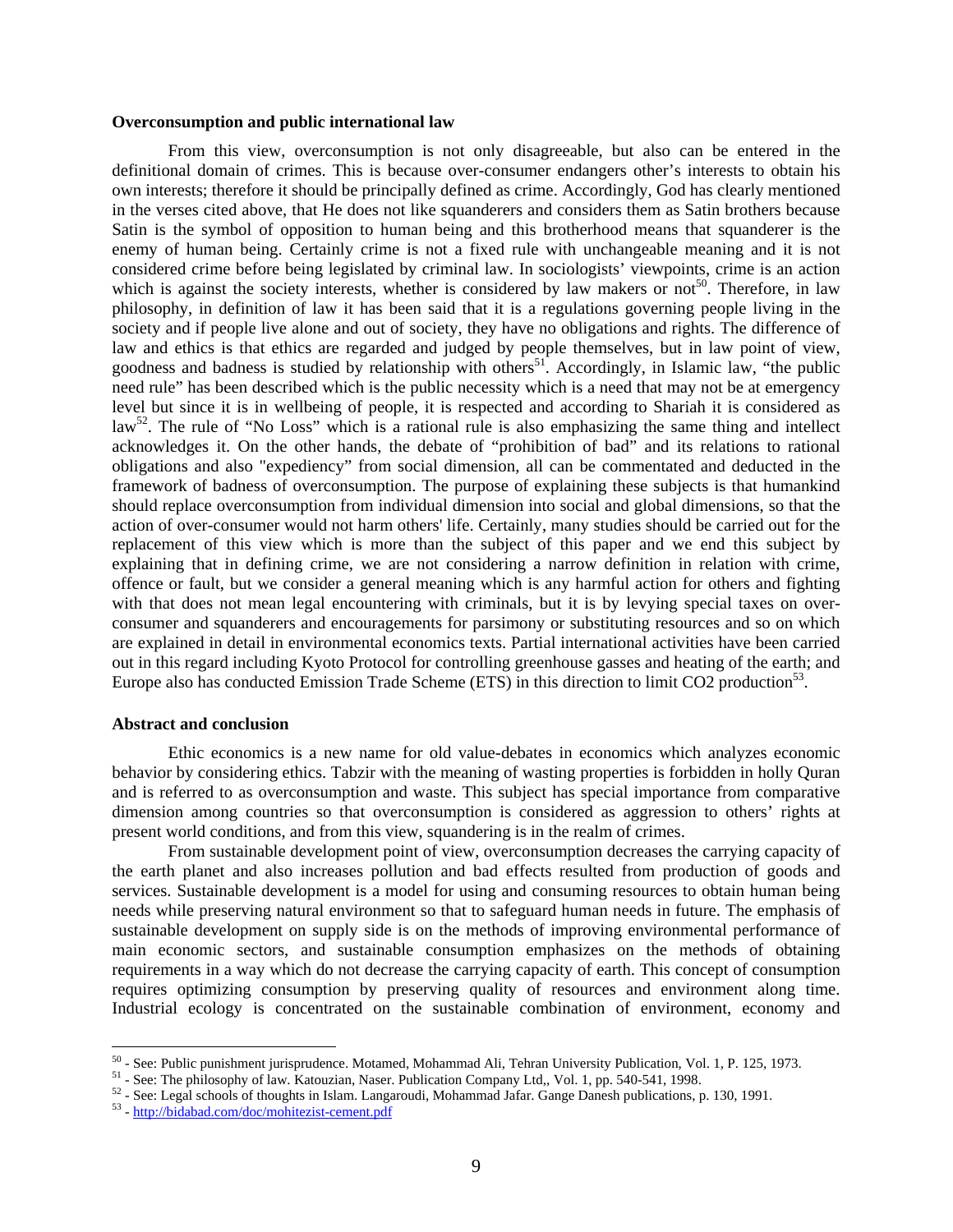**Overconsumption and public international law**

From this view, overconsumption is not only disagreeable, but also can be entered in the definitional domain of crimes. This is because over-consumer endangers other's interests to obtain his own interests; therefore it should be principally defined as crime. Accordingly, God has clearly mentioned in the verses cited above, that He does not like squanderers and considers them as Satin brothers because Satin is the symbol of opposition to human being and this brotherhood means that squanderer is the enemy of human being. Certainly crime is not a fixed rule with unchangeable meaning and it is not considered crime before being legislated by criminal law. In sociologists' viewpoints, crime is an action which is against the society interests, whether is considered by law makers or not[50]. Therefore, in law philosophy, in definition of law it has been said that it is a regulations governing people living in the society and if people live alone and out of society, they have no obligations and rights. The difference of law and ethics is that ethics are regarded and judged by people themselves, but in law point of view, goodness and badness is studied by relationship with others[51]. Accordingly, in Islamic law, "the public need rule" has been described which is the public necessity which is a need that may not be at emergency level but since it is in wellbeing of people, it is respected and according to Shariah it is considered as law[52]. The rule of "No Loss" which is a rational rule is also emphasizing the same thing and intellect acknowledges it. On the other hands, the debate of "prohibition of bad" and its relations to rational obligations and also "expediency" from social dimension, all can be commentated and deducted in the framework of badness of overconsumption. The purpose of explaining these subjects is that humankind should replace overconsumption from individual dimension into social and global dimensions, so that the action of over-consumer would not harm others' life. Certainly, many studies should be carried out for the replacement of this view which is more than the subject of this paper and we end this subject by explaining that in defining crime, we are not considering a narrow definition in relation with crime, offence or fault, but we consider a general meaning which is any harmful action for others and fighting with that does not mean legal encountering with criminals, but it is by levying special taxes on over-consumer and squanderers and encouragements for parsimony or substituting resources and so on which are explained in detail in environmental economics texts. Partial international activities have been carried out in this regard including Kyoto Protocol for controlling greenhouse gasses and heating of the earth; and Europe also has conducted Emission Trade Scheme (ETS) in this direction to limit $CO_2$ production[53].

**Abstract and conclusion**

Ethic economics is a new name for old value-debates in economics which analyzes economic behavior by considering ethics. Tabzir with the meaning of wasting properties is forbidden in holly Quran and is referred to as overconsumption and waste. This subject has special importance from comparative dimension among countries so that overconsumption is considered as aggression to others' rights at present world conditions, and from this view, squandering is in the realm of crimes.

From sustainable development point of view, overconsumption decreases the carrying capacity of the earth planet and also increases pollution and bad effects resulted from production of goods and services. Sustainable development is a model for using and consuming resources to obtain human being needs while preserving natural environment so that to safeguard human needs in future. The emphasis of sustainable development on supply side is on the methods of improving environmental performance of main economic sectors, and sustainable consumption emphasizes on the methods of obtaining requirements in a way which do not decrease the carrying capacity of earth. This concept of consumption requires optimizing consumption by preserving quality of resources and environment along time. Industrial ecology is concentrated on the sustainable combination of environment, economy and

---

[50] - See: Public punishment jurisprudence. Motamed, Mohammad Ali, Tehran University Publication, Vol. 1, P. 125, 1973.

[51] - See: The philosophy of law. Katouzian, Naser. Publication Company Ltd,, Vol. 1, pp. 540-541, 1998.

[52] - See: Legal schools of thoughts in Islam. Langaroudi, Mohammad Jafar. Gange Danesh publications, p. 130, 1991.

[53] - http://bidabad.com/doc/mohitezist-cement.pdf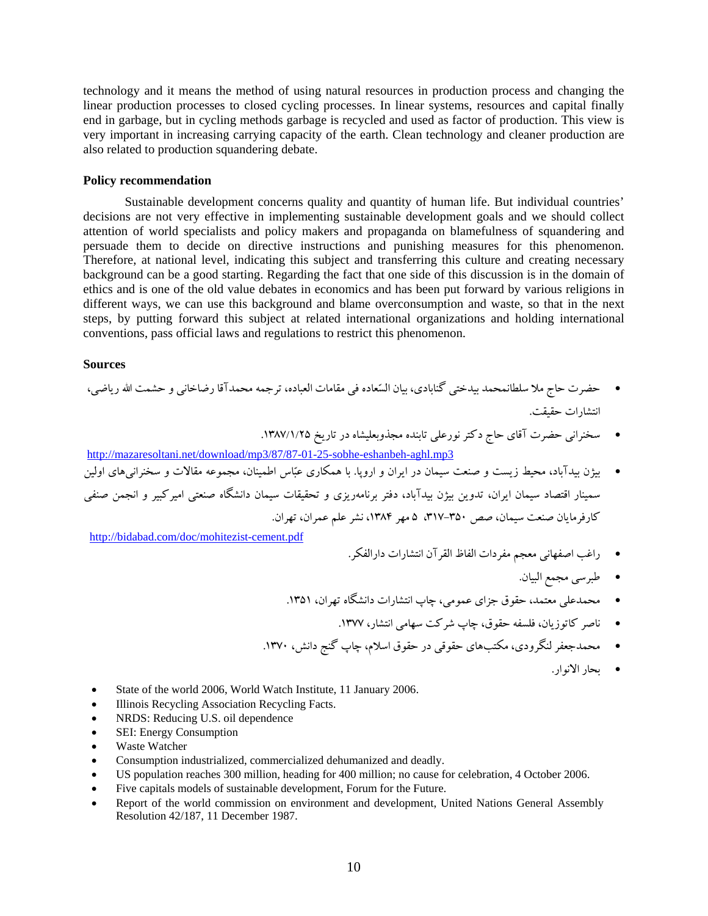technology and it means the method of using natural resources in production process and changing the linear production processes to closed cycling processes. In linear systems, resources and capital finally end in garbage, but in cycling methods garbage is recycled and used as factor of production. This view is very important in increasing carrying capacity of the earth. Clean technology and cleaner production are also related to production squandering debate.

**Policy recommendation**

Sustainable development concerns quality and quantity of human life. But individual countries' decisions are not very effective in implementing sustainable development goals and we should collect attention of world specialists and policy makers and propaganda on blamefulness of squandering and persuade them to decide on directive instructions and punishing measures for this phenomenon. Therefore, at national level, indicating this subject and transferring this culture and creating necessary background can be a good starting. Regarding the fact that one side of this discussion is in the domain of ethics and is one of the old value debates in economics and has been put forward by various religions in different ways, we can use this background and blame overconsumption and waste, so that in the next steps, by putting forward this subject at related international organizations and holding international conventions, pass official laws and regulations to restrict this phenomenon.

**Sources**

- حضرت حاج ملا سلطانمحمد بیدختی گنابادی، بیان السّعاده فی مقامات العباده، ترجمه محمدآقا رضاخانی و حشمت الله ریاضی، انتشارات حقیقت.
- سخنرانی حضرت آقای حاج دکتر نورعلی تابنده مجذوبعلیشاه در تاریخ ۱۳۸۷/۱/۲۵.

http://mazaresoltani.net/download/mp3/87/87-01-25-sobhe-eshanbeh-aghl.mp3

- بیژن بیدآباد، محیط زیست و صنعت سیمان در ایران و اروپا. با همکاری عبّاس اطمینان، مجموعه مقالات و سخنرانی‌های اولین سمینار اقتصاد سیمان ایران، تدوین بیژن بیدآباد، دفتر برنامه‌ریزی و تحقیقات سیمان دانشگاه صنعتی امیرکبیر و انجمن صنفی کارفرمایان صنعت سیمان، صص ۳۵۰-۳۱۷، ۵ مهر ۱۳۸۴، نشر علم عمران، تهران.

http://bidabad.com/doc/mohitezist-cement.pdf

- راغب اصفهانی معجم مفردات الفاظ القرآن انتشارات دارالفکر.
- طبرسی مجمع البیان.
- محمدعلی معتمد، حقوق جزای عمومی، چاپ انتشارات دانشگاه تهران، ۱۳۵۱.
- ناصر کاتوزیان، فلسفه حقوق، چاپ شرکت سهامی انتشار، ۱۳۷۷.
- محمدجعفر لنگرودی، مکتب‌های حقوقی در حقوق اسلام، چاپ گنج دانش، ۱۳۷۰.
- بحار الانوار.

- State of the world 2006, World Watch Institute, 11 January 2006.
- Illinois Recycling Association Recycling Facts.
- NRDS: Reducing U.S. oil dependence
- SEI: Energy Consumption
- Waste Watcher
- Consumption industrialized, commercialized dehumanized and deadly.
- US population reaches 300 million, heading for 400 million; no cause for celebration, 4 October 2006.
- Five capitals models of sustainable development, Forum for the Future.
- Report of the world commission on environment and development, United Nations General Assembly Resolution 42/187, 11 December 1987.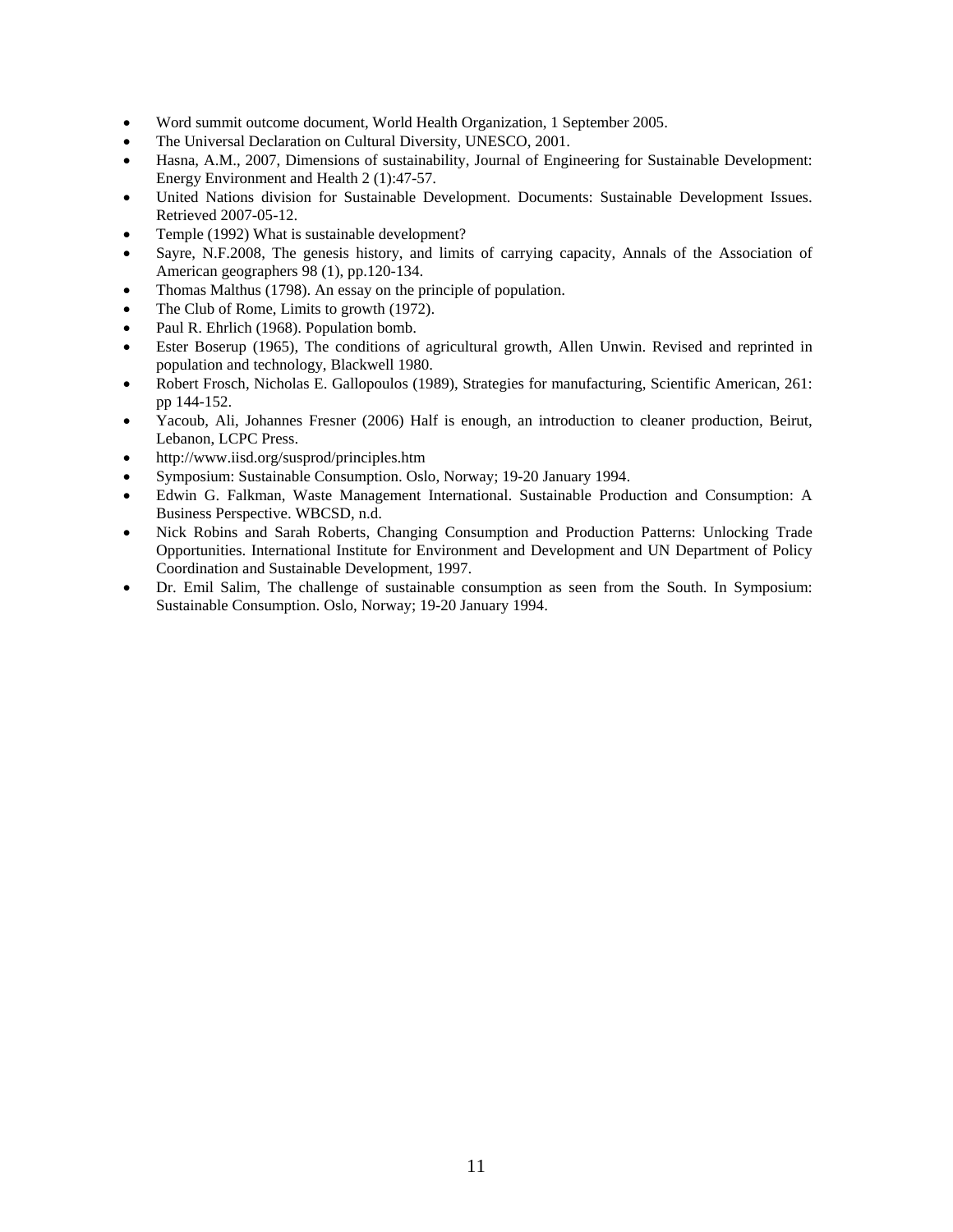- Word summit outcome document, World Health Organization, 1 September 2005.
- The Universal Declaration on Cultural Diversity, UNESCO, 2001.
- Hasna, A.M., 2007, Dimensions of sustainability, Journal of Engineering for Sustainable Development: Energy Environment and Health 2 (1):47-57.
- United Nations division for Sustainable Development. Documents: Sustainable Development Issues. Retrieved 2007-05-12.
- Temple (1992) What is sustainable development?
- Sayre, N.F.2008, The genesis history, and limits of carrying capacity, Annals of the Association of American geographers 98 (1), pp.120-134.
- Thomas Malthus (1798). An essay on the principle of population.
- The Club of Rome, Limits to growth (1972).
- Paul R. Ehrlich (1968). Population bomb.
- Ester Boserup (1965), The conditions of agricultural growth, Allen Unwin. Revised and reprinted in population and technology, Blackwell 1980.
- Robert Frosch, Nicholas E. Gallopoulos (1989), Strategies for manufacturing, Scientific American, 261: pp 144-152.
- Yacoub, Ali, Johannes Fresner (2006) Half is enough, an introduction to cleaner production, Beirut, Lebanon, LCPC Press.
- http://www.iisd.org/susprod/principles.htm
- Symposium: Sustainable Consumption. Oslo, Norway; 19-20 January 1994.
- Edwin G. Falkman, Waste Management International. Sustainable Production and Consumption: A Business Perspective. WBCSD, n.d.
- Nick Robins and Sarah Roberts, Changing Consumption and Production Patterns: Unlocking Trade Opportunities. International Institute for Environment and Development and UN Department of Policy Coordination and Sustainable Development, 1997.
- Dr. Emil Salim, The challenge of sustainable consumption as seen from the South. In Symposium: Sustainable Consumption. Oslo, Norway; 19-20 January 1994.